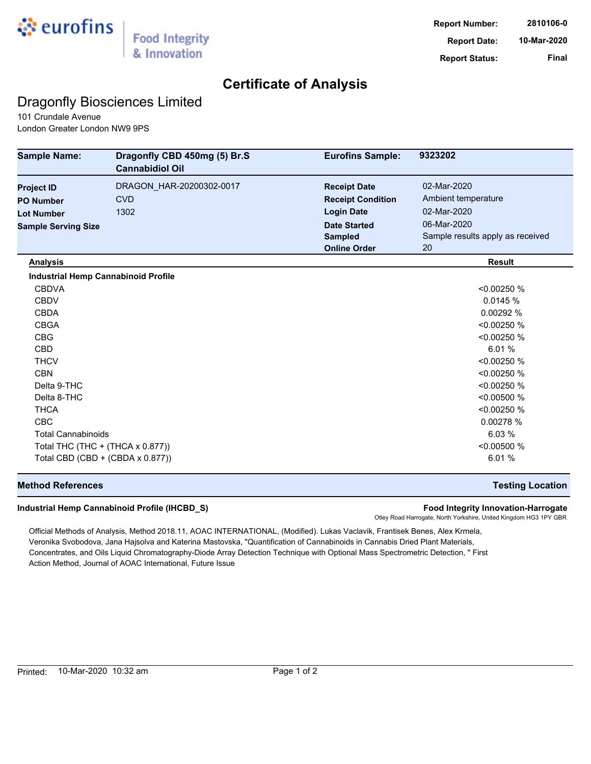eurofins | Food Integrity & Innovation

| | |
|---|---|
| **Report Number:** | **2810106-0** |
| **Report Date:** | **10-Mar-2020** |
| **Report Status:** | **Final** |

# Certificate of Analysis

## Dragonfly Biosciences Limited

101 Crundale Avenue
London Greater London NW9 9PS

| | | | |
|---|---|---|---|
| **Sample Name:** | **Dragonfly CBD 450mg (5) Br.S Cannabidiol Oil** | **Eurofins Sample:** | **9323202** |
| **Project ID** | DRAGON_HAR-20200302-0017 | **Receipt Date** | 02-Mar-2020 |
| **PO Number** | CVD | **Receipt Condition** | Ambient temperature |
| **Lot Number** | 1302 | **Login Date** | 02-Mar-2020 |
| **Sample Serving Size** | | **Date Started** | 06-Mar-2020 |
| | | **Sampled** | Sample results apply as received |
| | | **Online Order** | 20 |

| Analysis | Result |
|---|---|
| **Industrial Hemp Cannabinoid Profile** | |
| CBDVA | <0.00250 % |
| CBDV | 0.0145 % |
| CBDA | 0.00292 % |
| CBGA | <0.00250 % |
| CBG | <0.00250 % |
| CBD | 6.01 % |
| THCV | <0.00250 % |
| CBN | <0.00250 % |
| Delta 9-THC | <0.00250 % |
| Delta 8-THC | <0.00500 % |
| THCA | <0.00250 % |
| CBC | 0.00278 % |
| Total Cannabinoids | 6.03 % |
| Total THC (THC + (THCA x 0.877)) | <0.00500 % |
| Total CBD (CBD + (CBDA x 0.877)) | 6.01 % |

| Method References | Testing Location |
|---|---|
| **Industrial Hemp Cannabinoid Profile (IHCBD_S)** | **Food Integrity Innovation-Harrogate** Otley Road Harrogate, North Yorkshire, United Kingdom HG3 1PY GBR |

Official Methods of Analysis, Method 2018.11, AOAC INTERNATIONAL, (Modified). Lukas Vaclavik, Frantisek Benes, Alex Krmela, Veronika Svobodova, Jana Hajsolva and Katerina Mastovska, "Quantification of Cannabinoids in Cannabis Dried Plant Materials, Concentrates, and Oils Liquid Chromatography-Diode Array Detection Technique with Optional Mass Spectrometric Detection, " First Action Method, Journal of AOAC International, Future Issue

Printed: 10-Mar-2020 10:32 am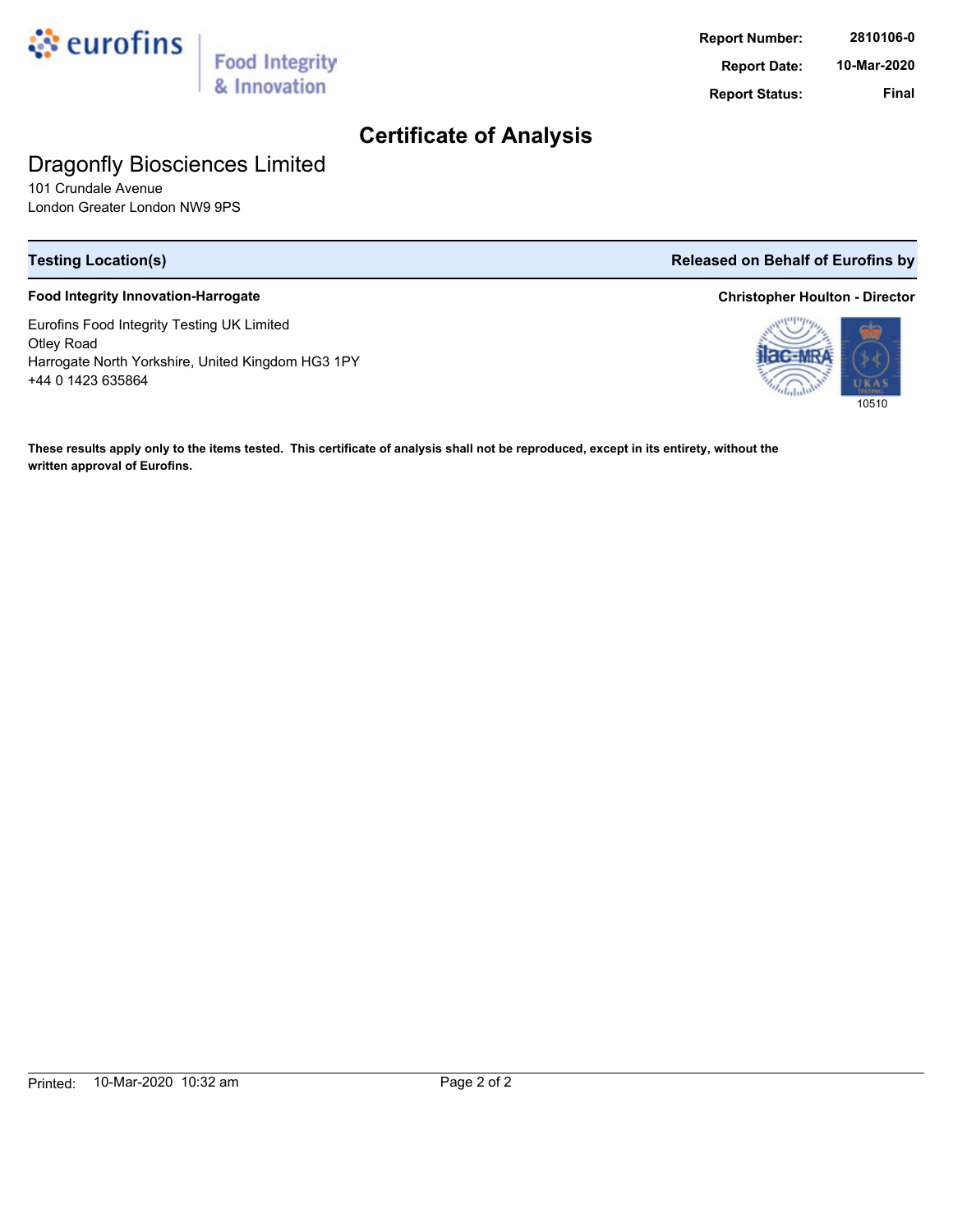Report Number: 2810106-0
Report Date: 10-Mar-2020
Report Status: Final

# Certificate of Analysis

## Dragonfly Biosciences Limited

101 Crundale Avenue
London Greater London NW9 9PS

| Testing Location(s) | Released on Behalf of Eurofins by |
| --- | --- |
| **Food Integrity Innovation-Harrogate** | **Christopher Houlton - Director** |

Eurofins Food Integrity Testing UK Limited
Otley Road
Harrogate North Yorkshire, United Kingdom HG3 1PY
+44 0 1423 635864

10510

**These results apply only to the items tested. This certificate of analysis shall not be reproduced, except in its entirety, without the written approval of Eurofins.**

Printed: 10-Mar-2020 10:32 am